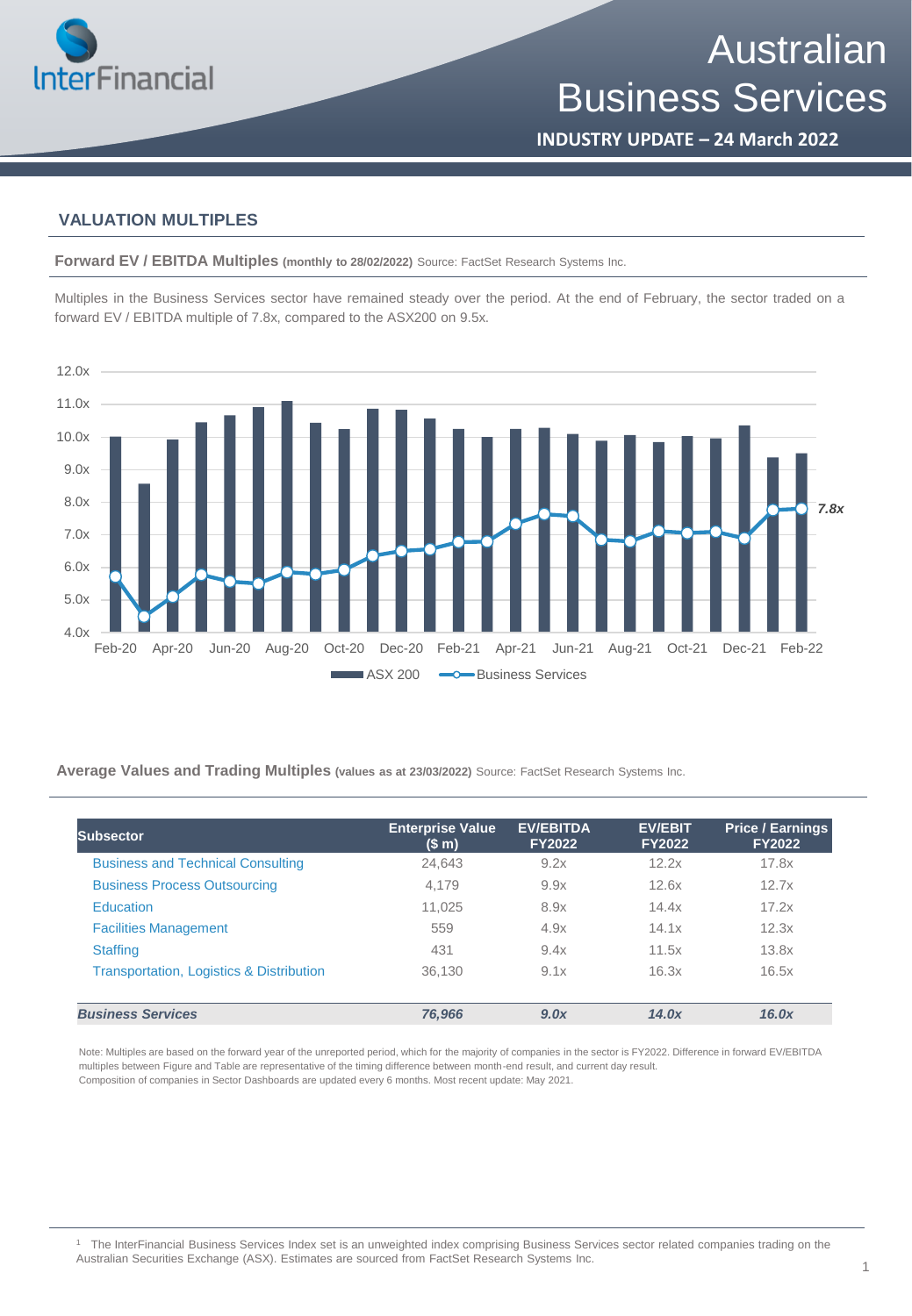# Australian Business Services

**INDUSTRY UPDATE – 24 March 2022**

## VALUATION MULTIPLES

**Forward EV / EBITDA Multiples** **(monthly to 28/02/2022)** Source: FactSet Research Systems Inc.

Multiples in the Business Services sector have remained steady over the period. At the end of February, the sector traded on a forward EV / EBITDA multiple of 7.8x, compared to the ASX200 on 9.5x.

12.0x
11.0x
10.0x
9.0x
8.0x
7.0x
6.0x
5.0x
4.0x

Feb-20 Apr-20 Jun-20 Aug-20 Oct-20 Dec-20 Feb-21 Apr-21 Jun-21 Aug-21 Oct-21 Dec-21 Feb-22

*7.8x*

ASX 200 Business Services

**Average Values and Trading Multiples** **(values as at 23/03/2022)** Source: FactSet Research Systems Inc.

| Subsector | Enterprise Value ($ m) | EV/EBITDA FY2022 | EV/EBIT FY2022 | Price / Earnings FY2022 |
|---|---|---|---|---|
| Business and Technical Consulting | 24,643 | 9.2x | 12.2x | 17.8x |
| Business Process Outsourcing | 4,179 | 9.9x | 12.6x | 12.7x |
| Education | 11,025 | 8.9x | 14.4x | 17.2x |
| Facilities Management | 559 | 4.9x | 14.1x | 12.3x |
| Staffing | 431 | 9.4x | 11.5x | 13.8x |
| Transportation, Logistics & Distribution | 36,130 | 9.1x | 16.3x | 16.5x |
| ***Business Services*** | ***76,966*** | ***9.0x*** | ***14.0x*** | ***16.0x*** |

Note: Multiples are based on the forward year of the unreported period, which for the majority of companies in the sector is FY2022. Difference in forward EV/EBITDA multiples between Figure and Table are representative of the timing difference between month-end result, and current day result.
Composition of companies in Sector Dashboards are updated every 6 months. Most recent update: May 2021.

[1] The InterFinancial Business Services Index set is an unweighted index comprising Business Services sector related companies trading on the Australian Securities Exchange (ASX). Estimates are sourced from FactSet Research Systems Inc.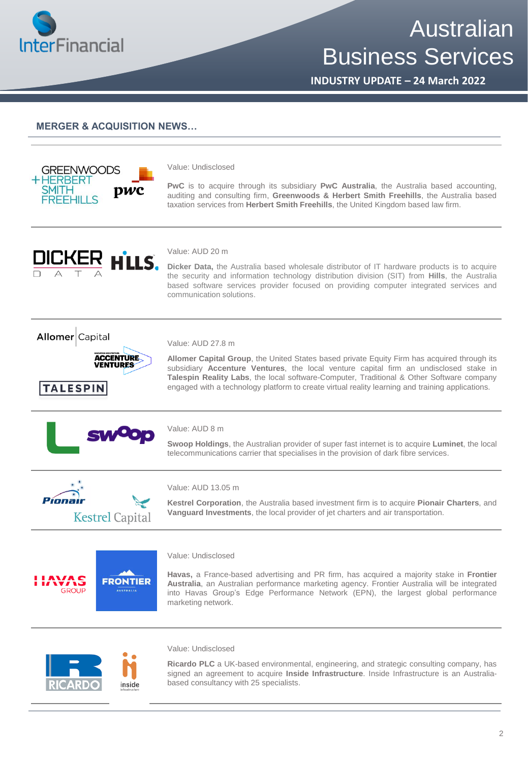## MERGER & ACQUISITION NEWS…

Value: Undisclosed

**PwC** is to acquire through its subsidiary **PwC Australia**, the Australia based accounting, auditing and consulting firm, **Greenwoods & Herbert Smith Freehills**, the Australia based taxation services from **Herbert Smith Freehills**, the United Kingdom based law firm.

---

Value: AUD 20 m

**Dicker Data,** the Australia based wholesale distributor of IT hardware products is to acquire the security and information technology distribution division (SIT) from **Hills**, the Australia based software services provider focused on providing computer integrated services and communication solutions.

---

Value: AUD 27.8 m

**Allomer Capital Group**, the United States based private Equity Firm has acquired through its subsidiary **Accenture Ventures**, the local venture capital firm an undisclosed stake in **Talespin Reality Labs**, the local software-Computer, Traditional & Other Software company engaged with a technology platform to create virtual reality learning and training applications.

---

Value: AUD 8 m

**Swoop Holdings**, the Australian provider of super fast internet is to acquire **Luminet**, the local telecommunications carrier that specialises in the provision of dark fibre services.

---

Value: AUD 13.05 m

**Kestrel Corporation**, the Australia based investment firm is to acquire **Pionair Charters**, and **Vanguard Investments**, the local provider of jet charters and air transportation.

---

Value: Undisclosed

**Havas,** a France-based advertising and PR firm, has acquired a majority stake in **Frontier Australia**, an Australian performance marketing agency. Frontier Australia will be integrated into Havas Group's Edge Performance Network (EPN), the largest global performance marketing network.

---

Value: Undisclosed

**Ricardo PLC** a UK-based environmental, engineering, and strategic consulting company, has signed an agreement to acquire **Inside Infrastructure**. Inside Infrastructure is an Australia-based consultancy with 25 specialists.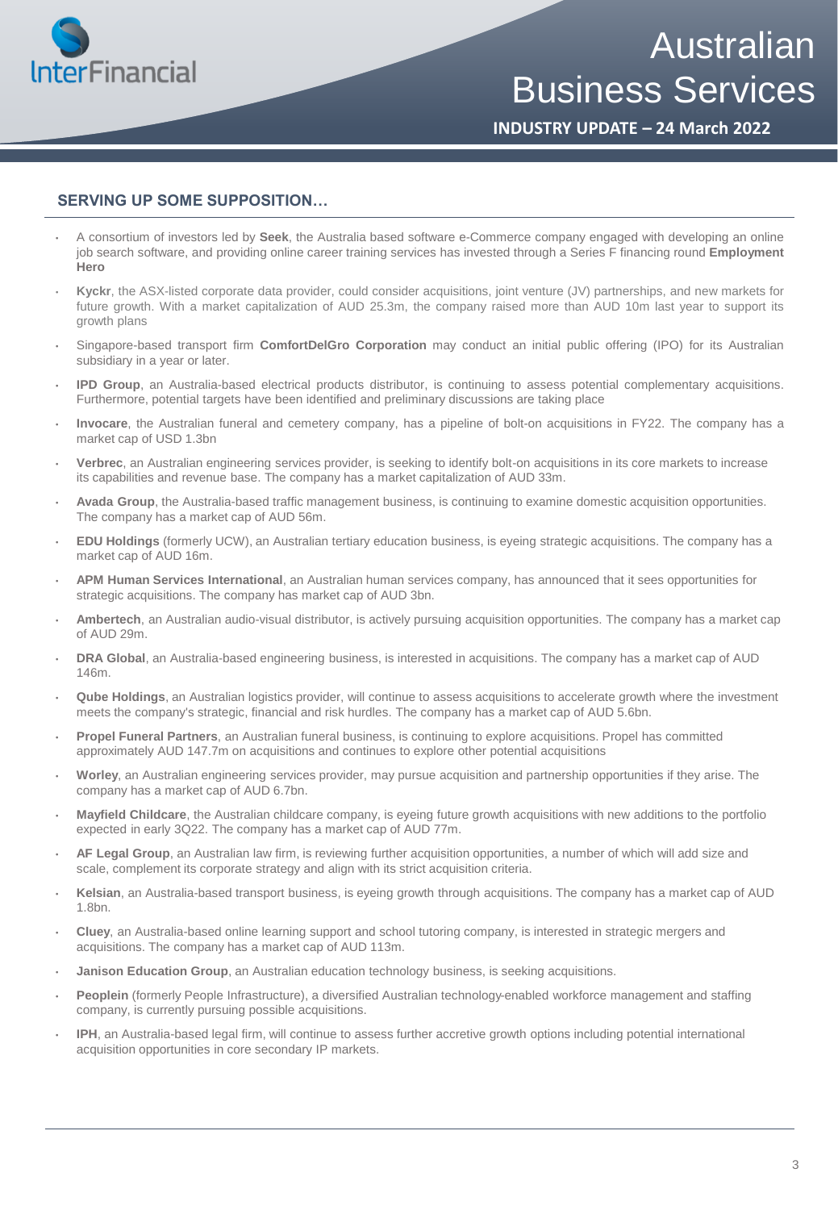# Australian Business Services

**INDUSTRY UPDATE – 24 March 2022**

## SERVING UP SOME SUPPOSITION…

- A consortium of investors led by **Seek**, the Australia based software e-Commerce company engaged with developing an online job search software, and providing online career training services has invested through a Series F financing round **Employment Hero**
- **Kyckr**, the ASX-listed corporate data provider, could consider acquisitions, joint venture (JV) partnerships, and new markets for future growth. With a market capitalization of AUD 25.3m, the company raised more than AUD 10m last year to support its growth plans
- Singapore-based transport firm **ComfortDelGro Corporation** may conduct an initial public offering (IPO) for its Australian subsidiary in a year or later.
- **IPD Group**, an Australia-based electrical products distributor, is continuing to assess potential complementary acquisitions. Furthermore, potential targets have been identified and preliminary discussions are taking place
- **Invocare**, the Australian funeral and cemetery company, has a pipeline of bolt-on acquisitions in FY22. The company has a market cap of USD 1.3bn
- **Verbrec**, an Australian engineering services provider, is seeking to identify bolt-on acquisitions in its core markets to increase its capabilities and revenue base. The company has a market capitalization of AUD 33m.
- **Avada Group**, the Australia-based traffic management business, is continuing to examine domestic acquisition opportunities. The company has a market cap of AUD 56m.
- **EDU Holdings** (formerly UCW), an Australian tertiary education business, is eyeing strategic acquisitions. The company has a market cap of AUD 16m.
- **APM Human Services International**, an Australian human services company, has announced that it sees opportunities for strategic acquisitions. The company has market cap of AUD 3bn.
- **Ambertech**, an Australian audio-visual distributor, is actively pursuing acquisition opportunities. The company has a market cap of AUD 29m.
- **DRA Global**, an Australia-based engineering business, is interested in acquisitions. The company has a market cap of AUD 146m.
- **Qube Holdings**, an Australian logistics provider, will continue to assess acquisitions to accelerate growth where the investment meets the company's strategic, financial and risk hurdles. The company has a market cap of AUD 5.6bn.
- **Propel Funeral Partners**, an Australian funeral business, is continuing to explore acquisitions. Propel has committed approximately AUD 147.7m on acquisitions and continues to explore other potential acquisitions
- **Worley**, an Australian engineering services provider, may pursue acquisition and partnership opportunities if they arise. The company has a market cap of AUD 6.7bn.
- **Mayfield Childcare**, the Australian childcare company, is eyeing future growth acquisitions with new additions to the portfolio expected in early 3Q22. The company has a market cap of AUD 77m.
- **AF Legal Group**, an Australian law firm, is reviewing further acquisition opportunities, a number of which will add size and scale, complement its corporate strategy and align with its strict acquisition criteria.
- **Kelsian**, an Australia-based transport business, is eyeing growth through acquisitions. The company has a market cap of AUD 1.8bn.
- **Cluey**, an Australia-based online learning support and school tutoring company, is interested in strategic mergers and acquisitions. The company has a market cap of AUD 113m.
- **Janison Education Group**, an Australian education technology business, is seeking acquisitions.
- **Peoplein** (formerly People Infrastructure), a diversified Australian technology-enabled workforce management and staffing company, is currently pursuing possible acquisitions.
- **IPH**, an Australia-based legal firm, will continue to assess further accretive growth options including potential international acquisition opportunities in core secondary IP markets.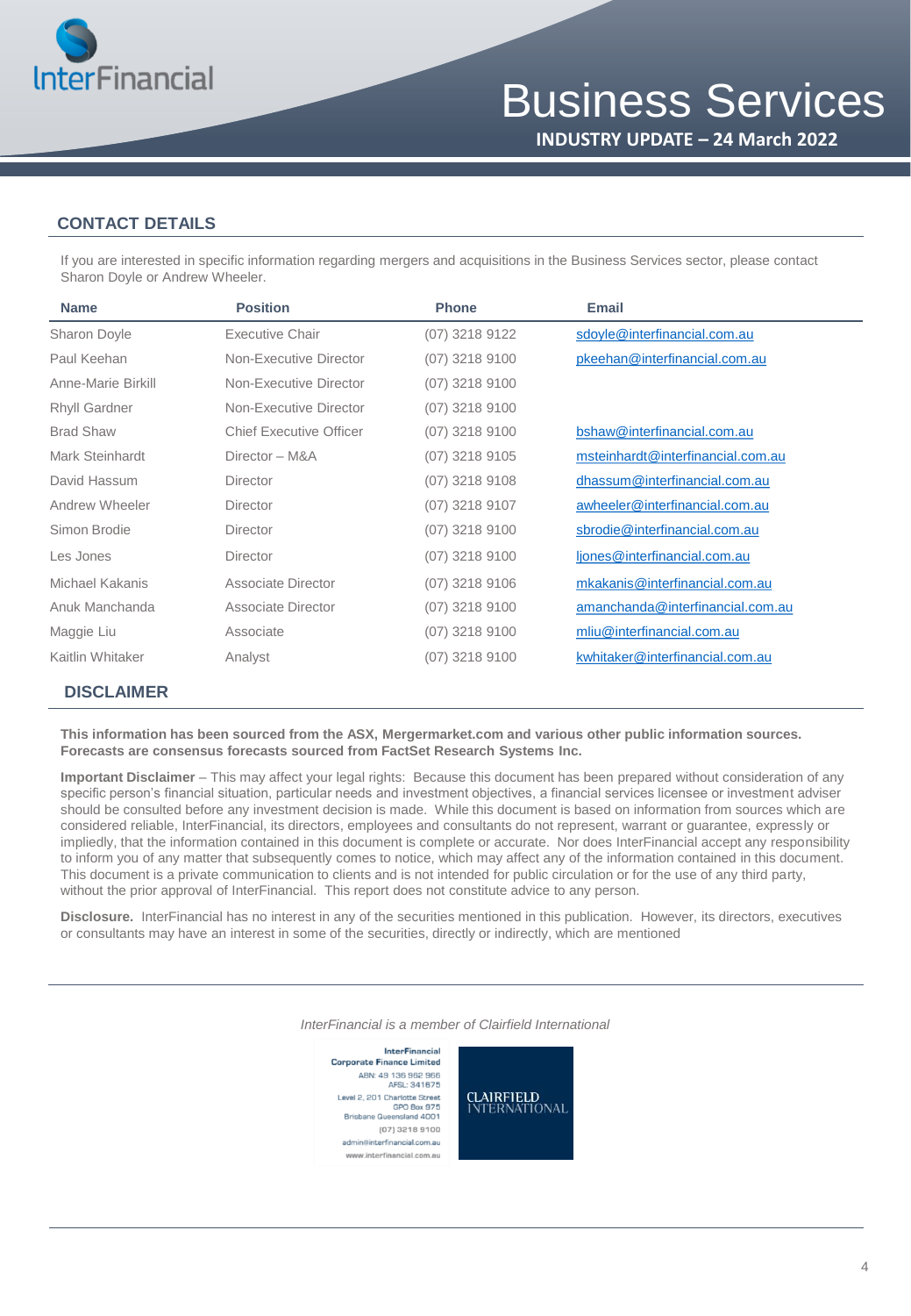## CONTACT DETAILS

If you are interested in specific information regarding mergers and acquisitions in the Business Services sector, please contact Sharon Doyle or Andrew Wheeler.

| Name | Position | Phone | Email |
|---|---|---|---|
| Sharon Doyle | Executive Chair | (07) 3218 9122 | sdoyle@interfinancial.com.au |
| Paul Keehan | Non-Executive Director | (07) 3218 9100 | pkeehan@interfinancial.com.au |
| Anne-Marie Birkill | Non-Executive Director | (07) 3218 9100 | |
| Rhyll Gardner | Non-Executive Director | (07) 3218 9100 | |
| Brad Shaw | Chief Executive Officer | (07) 3218 9100 | bshaw@interfinancial.com.au |
| Mark Steinhardt | Director – M&A | (07) 3218 9105 | msteinhardt@interfinancial.com.au |
| David Hassum | Director | (07) 3218 9108 | dhassum@interfinancial.com.au |
| Andrew Wheeler | Director | (07) 3218 9107 | awheeler@interfinancial.com.au |
| Simon Brodie | Director | (07) 3218 9100 | sbrodie@interfinancial.com.au |
| Les Jones | Director | (07) 3218 9100 | ljones@interfinancial.com.au |
| Michael Kakanis | Associate Director | (07) 3218 9106 | mkakanis@interfinancial.com.au |
| Anuk Manchanda | Associate Director | (07) 3218 9100 | amanchanda@interfinancial.com.au |
| Maggie Liu | Associate | (07) 3218 9100 | mliu@interfinancial.com.au |
| Kaitlin Whitaker | Analyst | (07) 3218 9100 | kwhitaker@interfinancial.com.au |

## DISCLAIMER

**This information has been sourced from the ASX, Mergermarket.com and various other public information sources. Forecasts are consensus forecasts sourced from FactSet Research Systems Inc.**

**Important Disclaimer** – This may affect your legal rights: Because this document has been prepared without consideration of any specific person's financial situation, particular needs and investment objectives, a financial services licensee or investment adviser should be consulted before any investment decision is made. While this document is based on information from sources which are considered reliable, InterFinancial, its directors, employees and consultants do not represent, warrant or guarantee, expressly or impliedly, that the information contained in this document is complete or accurate. Nor does InterFinancial accept any responsibility to inform you of any matter that subsequently comes to notice, which may affect any of the information contained in this document. This document is a private communication to clients and is not intended for public circulation or for the use of any third party, without the prior approval of InterFinancial. This report does not constitute advice to any person.

**Disclosure.** InterFinancial has no interest in any of the securities mentioned in this publication. However, its directors, executives or consultants may have an interest in some of the securities, directly or indirectly, which are mentioned

*InterFinancial is a member of Clairfield International*

**InterFinancial Corporate Finance Limited**
ABN: 49 136 982 966
AFSL: 341675
Level 2, 201 Charlotte Street
GPO Box 975
Brisbane Queensland 4001
(07) 3218 9100
admin@interfinancial.com.au
www.interfinancial.com.au

CLAIRFIELD INTERNATIONAL